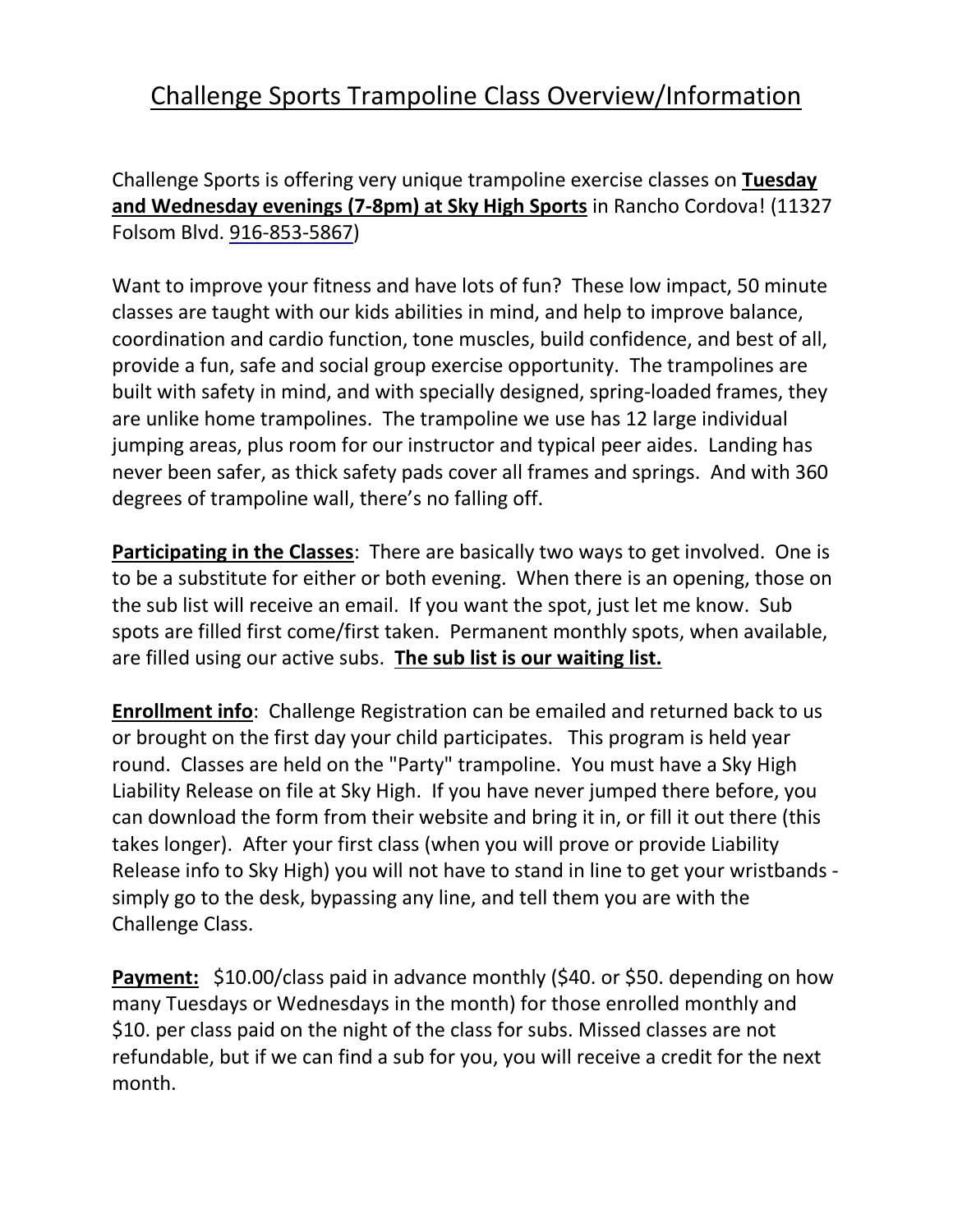# Challenge Sports Trampoline Class Overview/Information

Challenge Sports is offering very unique trampoline exercise classes on **Tuesday and Wednesday evenings (7-8pm) at Sky High Sports** in Rancho Cordova! (11327 Folsom Blvd. 916-853-5867)

Want to improve your fitness and have lots of fun? These low impact, 50 minute classes are taught with our kids abilities in mind, and help to improve balance, coordination and cardio function, tone muscles, build confidence, and best of all, provide a fun, safe and social group exercise opportunity. The trampolines are built with safety in mind, and with specially designed, spring-loaded frames, they are unlike home trampolines. The trampoline we use has 12 large individual jumping areas, plus room for our instructor and typical peer aides. Landing has never been safer, as thick safety pads cover all frames and springs. And with 360 degrees of trampoline wall, there's no falling off.

**Participating in the Classes**: There are basically two ways to get involved. One is to be a substitute for either or both evening. When there is an opening, those on the sub list will receive an email. If you want the spot, just let me know. Sub spots are filled first come/first taken. Permanent monthly spots, when available, are filled using our active subs. **The sub list is our waiting list.**

**Enrollment info**: Challenge Registration can be emailed and returned back to us or brought on the first day your child participates. This program is held year round. Classes are held on the "Party" trampoline. You must have a Sky High Liability Release on file at Sky High. If you have never jumped there before, you can download the form from their website and bring it in, or fill it out there (this takes longer). After your first class (when you will prove or provide Liability Release info to Sky High) you will not have to stand in line to get your wristbands - simply go to the desk, bypassing any line, and tell them you are with the Challenge Class.

**Payment:** $10.00/class paid in advance monthly ($40. or $50. depending on how many Tuesdays or Wednesdays in the month) for those enrolled monthly and $10. per class paid on the night of the class for subs. Missed classes are not refundable, but if we can find a sub for you, you will receive a credit for the next month.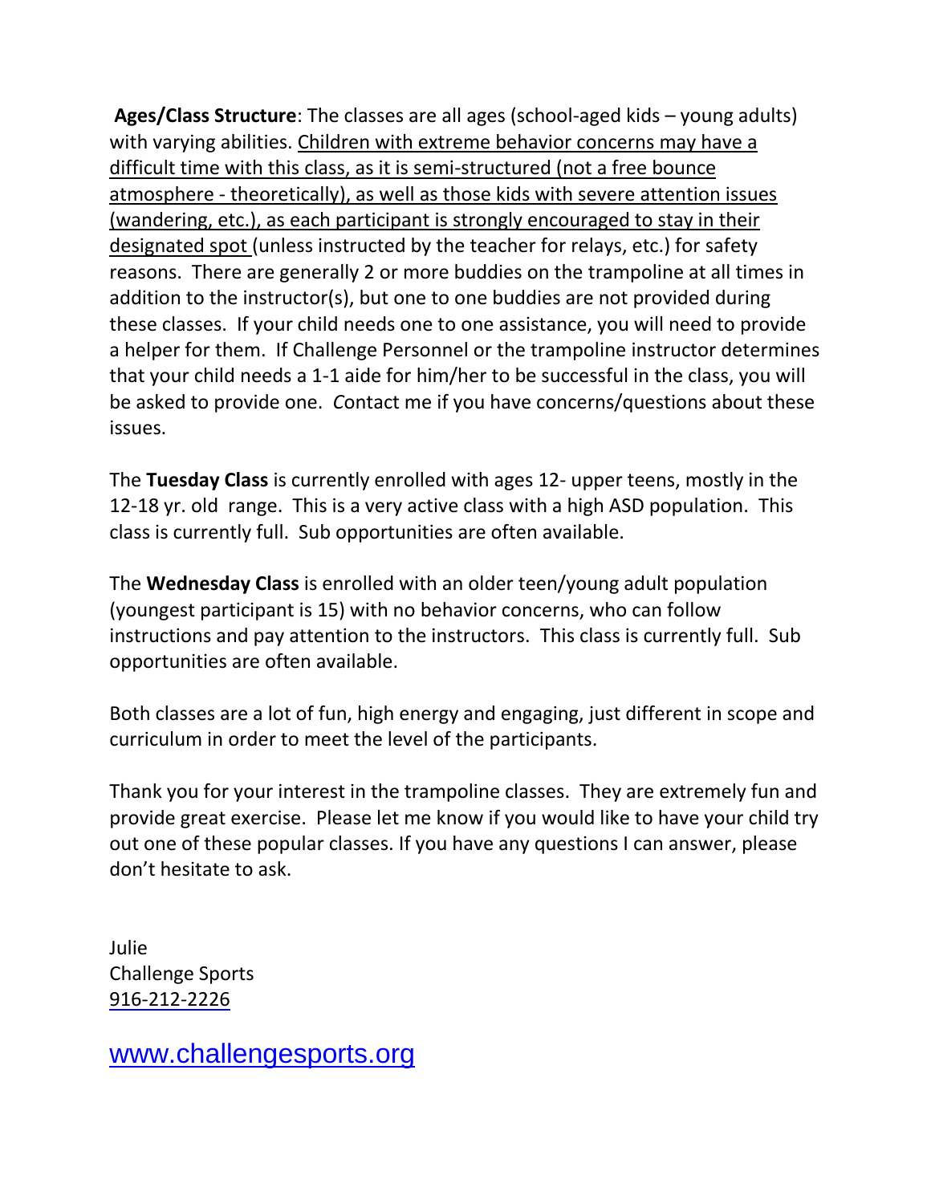**Ages/Class Structure**: The classes are all ages (school-aged kids – young adults) with varying abilities. Children with extreme behavior concerns may have a difficult time with this class, as it is semi-structured (not a free bounce atmosphere - theoretically), as well as those kids with severe attention issues (wandering, etc.), as each participant is strongly encouraged to stay in their designated spot (unless instructed by the teacher for relays, etc.) for safety reasons. There are generally 2 or more buddies on the trampoline at all times in addition to the instructor(s), but one to one buddies are not provided during these classes. If your child needs one to one assistance, you will need to provide a helper for them. If Challenge Personnel or the trampoline instructor determines that your child needs a 1-1 aide for him/her to be successful in the class, you will be asked to provide one. *C*ontact me if you have concerns/questions about these issues.

The **Tuesday Class** is currently enrolled with ages 12- upper teens, mostly in the 12-18 yr. old range. This is a very active class with a high ASD population. This class is currently full. Sub opportunities are often available.

The **Wednesday Class** is enrolled with an older teen/young adult population (youngest participant is 15) with no behavior concerns, who can follow instructions and pay attention to the instructors. This class is currently full. Sub opportunities are often available.

Both classes are a lot of fun, high energy and engaging, just different in scope and curriculum in order to meet the level of the participants.

Thank you for your interest in the trampoline classes. They are extremely fun and provide great exercise. Please let me know if you would like to have your child try out one of these popular classes. If you have any questions I can answer, please don't hesitate to ask.

Julie
Challenge Sports
916-212-2226

www.challengesports.org